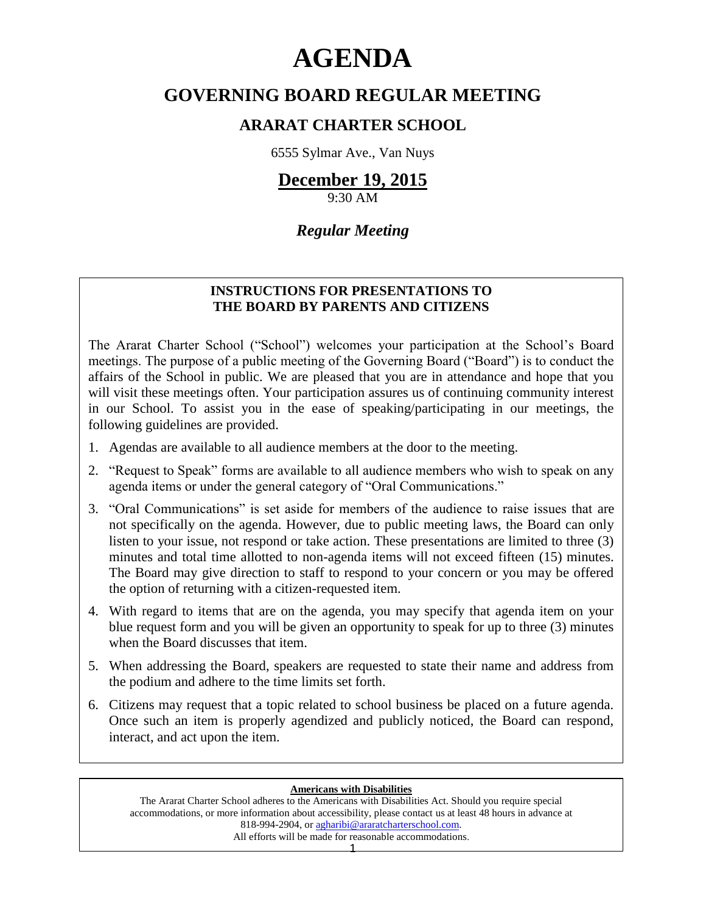# AGENDA

## GOVERNING BOARD REGULAR MEETING

### ARARAT CHARTER SCHOOL

6555 Sylmar Ave., Van Nuys

## December 19, 2015

9:30 AM

### *Regular Meeting*

**INSTRUCTIONS FOR PRESENTATIONS TO THE BOARD BY PARENTS AND CITIZENS**

The Ararat Charter School ("School") welcomes your participation at the School's Board meetings. The purpose of a public meeting of the Governing Board ("Board") is to conduct the affairs of the School in public. We are pleased that you are in attendance and hope that you will visit these meetings often. Your participation assures us of continuing community interest in our School. To assist you in the ease of speaking/participating in our meetings, the following guidelines are provided.

1. Agendas are available to all audience members at the door to the meeting.
2. "Request to Speak" forms are available to all audience members who wish to speak on any agenda items or under the general category of "Oral Communications."
3. "Oral Communications" is set aside for members of the audience to raise issues that are not specifically on the agenda. However, due to public meeting laws, the Board can only listen to your issue, not respond or take action. These presentations are limited to three (3) minutes and total time allotted to non-agenda items will not exceed fifteen (15) minutes. The Board may give direction to staff to respond to your concern or you may be offered the option of returning with a citizen-requested item.
4. With regard to items that are on the agenda, you may specify that agenda item on your blue request form and you will be given an opportunity to speak for up to three (3) minutes when the Board discusses that item.
5. When addressing the Board, speakers are requested to state their name and address from the podium and adhere to the time limits set forth.
6. Citizens may request that a topic related to school business be placed on a future agenda. Once such an item is properly agendized and publicly noticed, the Board can respond, interact, and act upon the item.

**Americans with Disabilities**

The Ararat Charter School adheres to the Americans with Disabilities Act. Should you require special accommodations, or more information about accessibility, please contact us at least 48 hours in advance at 818-994-2904, or agharibi@araratcharterschool.com.
All efforts will be made for reasonable accommodations.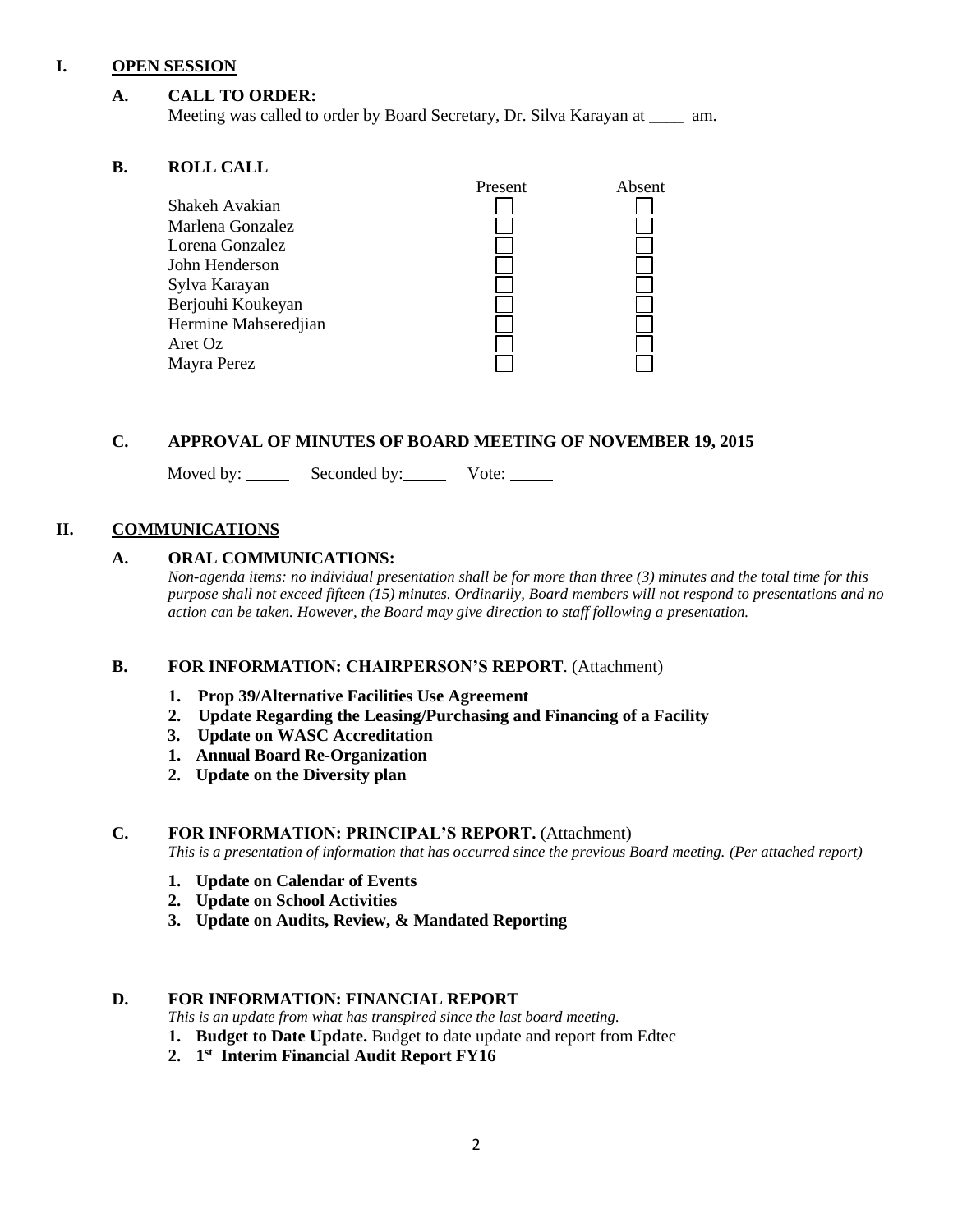# I. OPEN SESSION

## A. CALL TO ORDER:

Meeting was called to order by Board Secretary, Dr. Silva Karayan at ____ am.

## B. ROLL CALL

| | Present | Absent |
|---|---|---|
| Shakeh Avakian | ☐ | ☐ |
| Marlena Gonzalez | ☐ | ☐ |
| Lorena Gonzalez | ☐ | ☐ |
| John Henderson | ☐ | ☐ |
| Sylva Karayan | ☐ | ☐ |
| Berjouhi Koukeyan | ☐ | ☐ |
| Hermine Mahseredjian | ☐ | ☐ |
| Aret Oz | ☐ | ☐ |
| Mayra Perez | ☐ | ☐ |

## C. APPROVAL OF MINUTES OF BOARD MEETING OF NOVEMBER 19, 2015

Moved by: _____ Seconded by: _____ Vote: _____

# II. COMMUNICATIONS

## A. ORAL COMMUNICATIONS:

*Non-agenda items: no individual presentation shall be for more than three (3) minutes and the total time for this purpose shall not exceed fifteen (15) minutes. Ordinarily, Board members will not respond to presentations and no action can be taken. However, the Board may give direction to staff following a presentation.*

## B. FOR INFORMATION: CHAIRPERSON'S REPORT. (Attachment)

1. **Prop 39/Alternative Facilities Use Agreement**
2. **Update Regarding the Leasing/Purchasing and Financing of a Facility**
3. **Update on WASC Accreditation**
1. **Annual Board Re-Organization**
2. **Update on the Diversity plan**

## C. FOR INFORMATION: PRINCIPAL'S REPORT. (Attachment)

*This is a presentation of information that has occurred since the previous Board meeting. (Per attached report)*

1. **Update on Calendar of Events**
2. **Update on School Activities**
3. **Update on Audits, Review, & Mandated Reporting**

## D. FOR INFORMATION: FINANCIAL REPORT

*This is an update from what has transpired since the last board meeting.*

1. **Budget to Date Update.** Budget to date update and report from Edtec
2. **1st Interim Financial Audit Report FY16**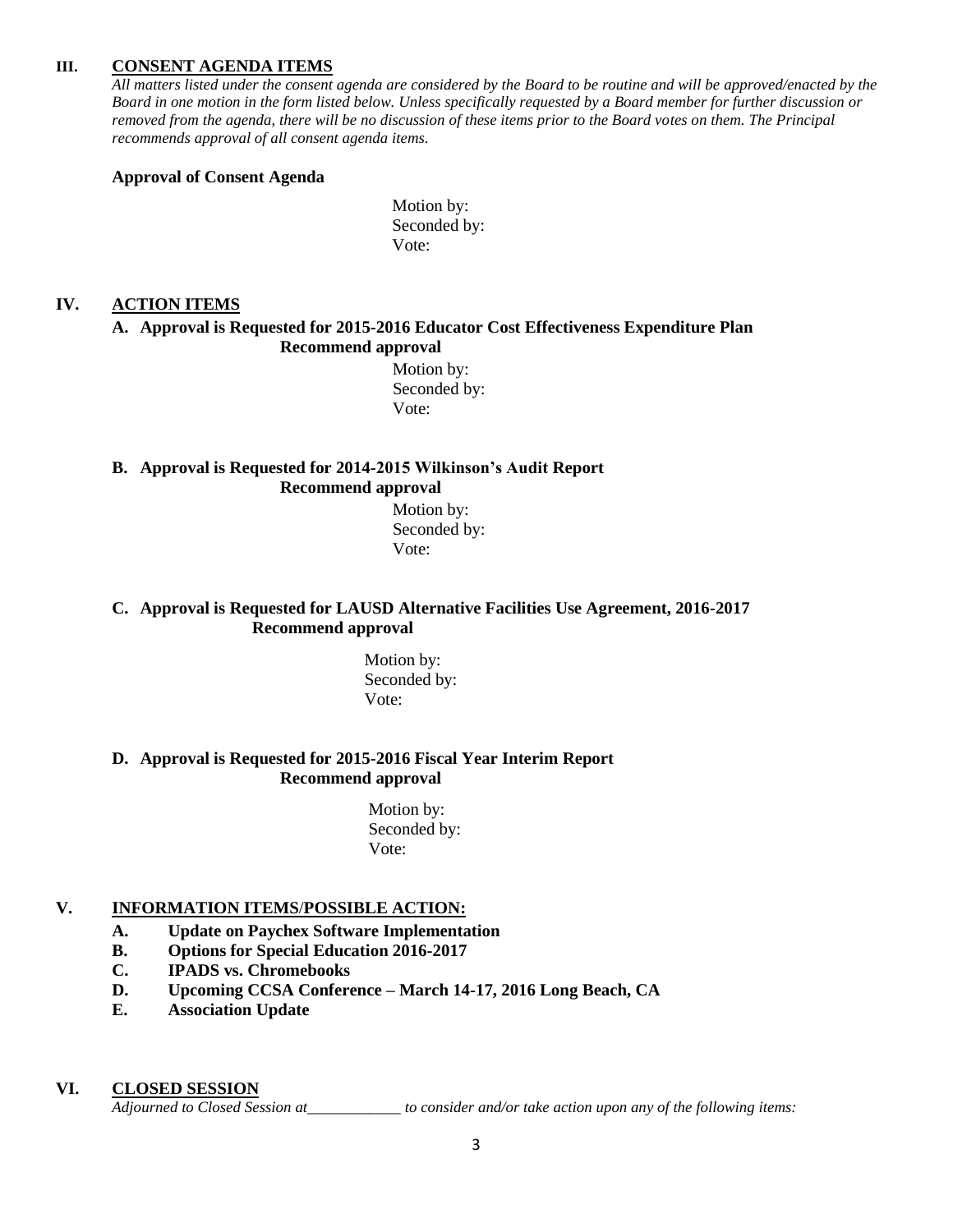## III. CONSENT AGENDA ITEMS

*All matters listed under the consent agenda are considered by the Board to be routine and will be approved/enacted by the Board in one motion in the form listed below. Unless specifically requested by a Board member for further discussion or removed from the agenda, there will be no discussion of these items prior to the Board votes on them. The Principal recommends approval of all consent agenda items.*

**Approval of Consent Agenda**

Motion by:
Seconded by:
Vote:

## IV. ACTION ITEMS

**A. Approval is Requested for 2015-2016 Educator Cost Effectiveness Expenditure Plan**
**Recommend approval**

Motion by:
Seconded by:
Vote:

**B. Approval is Requested for 2014-2015 Wilkinson's Audit Report**
**Recommend approval**

Motion by:
Seconded by:
Vote:

**C. Approval is Requested for LAUSD Alternative Facilities Use Agreement, 2016-2017**
**Recommend approval**

Motion by:
Seconded by:
Vote:

**D. Approval is Requested for 2015-2016 Fiscal Year Interim Report**
**Recommend approval**

Motion by:
Seconded by:
Vote:

## V. INFORMATION ITEMS/POSSIBLE ACTION:

- **A. Update on Paychex Software Implementation**
- **B. Options for Special Education 2016-2017**
- **C. IPADS vs. Chromebooks**
- **D. Upcoming CCSA Conference – March 14-17, 2016 Long Beach, CA**
- **E. Association Update**

## VI. CLOSED SESSION

*Adjourned to Closed Session at____________ to consider and/or take action upon any of the following items:*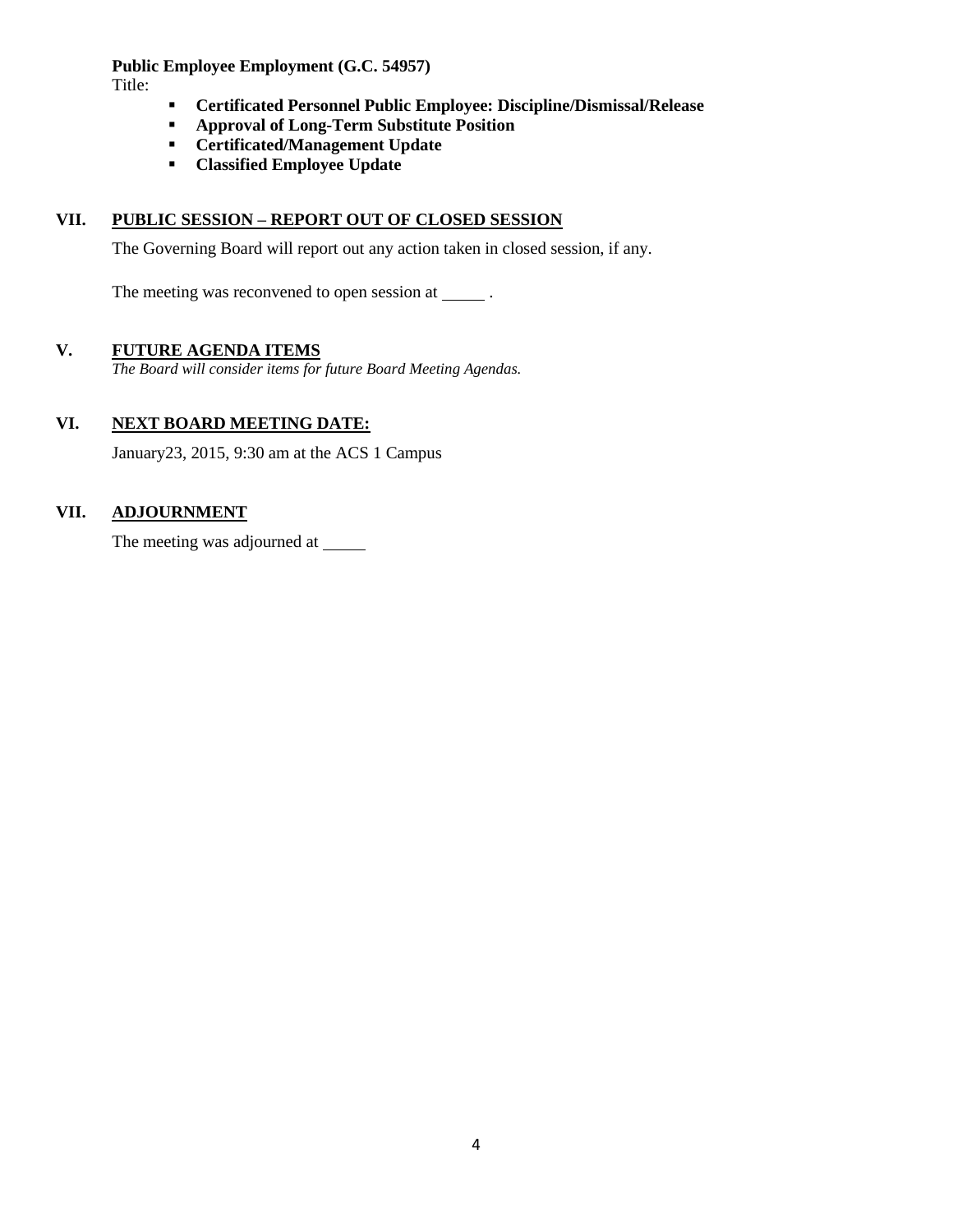**Public Employee Employment (G.C. 54957)**
Title:

- **Certificated Personnel Public Employee: Discipline/Dismissal/Release**
- **Approval of Long-Term Substitute Position**
- **Certificated/Management Update**
- **Classified Employee Update**

## VII. PUBLIC SESSION – REPORT OUT OF CLOSED SESSION

The Governing Board will report out any action taken in closed session, if any.

The meeting was reconvened to open session at _____ .

## V. FUTURE AGENDA ITEMS

*The Board will consider items for future Board Meeting Agendas.*

## VI. NEXT BOARD MEETING DATE:

January23, 2015, 9:30 am at the ACS 1 Campus

## VII. ADJOURNMENT

The meeting was adjourned at _____